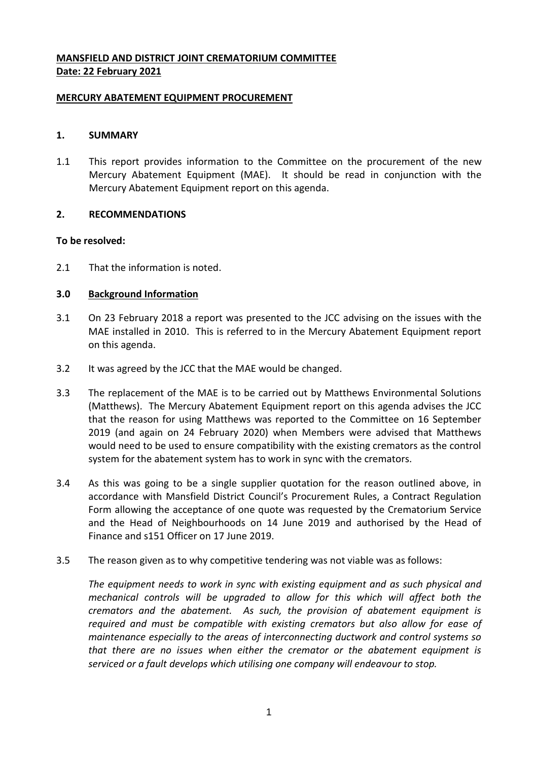**MANSFIELD AND DISTRICT JOINT CREMATORIUM COMMITTEE**
**Date: 22 February 2021**

**MERCURY ABATEMENT EQUIPMENT PROCUREMENT**

## 1. SUMMARY

1.1 This report provides information to the Committee on the procurement of the new Mercury Abatement Equipment (MAE). It should be read in conjunction with the Mercury Abatement Equipment report on this agenda.

## 2. RECOMMENDATIONS

**To be resolved:**

2.1 That the information is noted.

## 3.0 Background Information

3.1 On 23 February 2018 a report was presented to the JCC advising on the issues with the MAE installed in 2010. This is referred to in the Mercury Abatement Equipment report on this agenda.

3.2 It was agreed by the JCC that the MAE would be changed.

3.3 The replacement of the MAE is to be carried out by Matthews Environmental Solutions (Matthews). The Mercury Abatement Equipment report on this agenda advises the JCC that the reason for using Matthews was reported to the Committee on 16 September 2019 (and again on 24 February 2020) when Members were advised that Matthews would need to be used to ensure compatibility with the existing cremators as the control system for the abatement system has to work in sync with the cremators.

3.4 As this was going to be a single supplier quotation for the reason outlined above, in accordance with Mansfield District Council's Procurement Rules, a Contract Regulation Form allowing the acceptance of one quote was requested by the Crematorium Service and the Head of Neighbourhoods on 14 June 2019 and authorised by the Head of Finance and s151 Officer on 17 June 2019.

3.5 The reason given as to why competitive tendering was not viable was as follows:

*The equipment needs to work in sync with existing equipment and as such physical and mechanical controls will be upgraded to allow for this which will affect both the cremators and the abatement. As such, the provision of abatement equipment is required and must be compatible with existing cremators but also allow for ease of maintenance especially to the areas of interconnecting ductwork and control systems so that there are no issues when either the cremator or the abatement equipment is serviced or a fault develops which utilising one company will endeavour to stop.*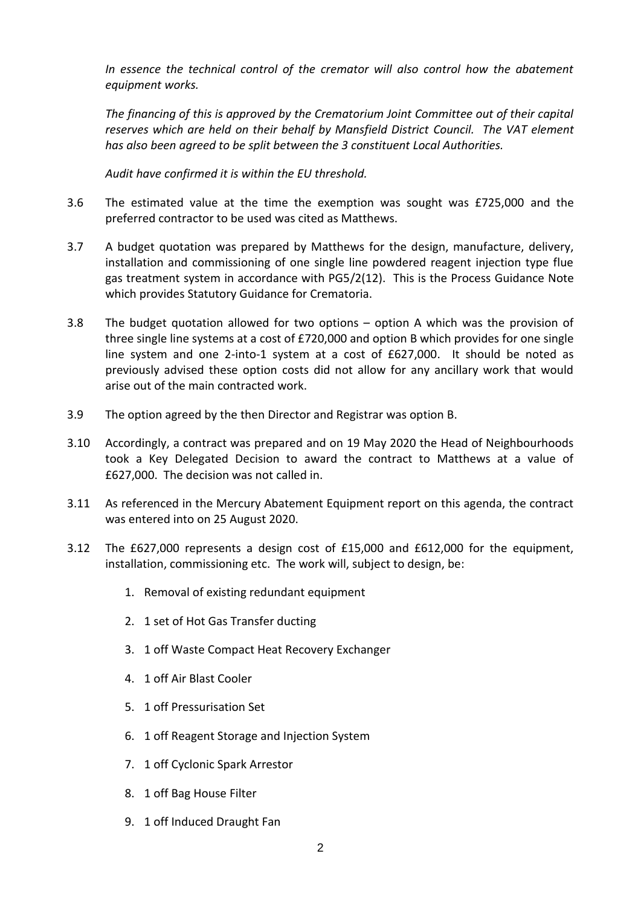*In essence the technical control of the cremator will also control how the abatement equipment works.*

*The financing of this is approved by the Crematorium Joint Committee out of their capital reserves which are held on their behalf by Mansfield District Council. The VAT element has also been agreed to be split between the 3 constituent Local Authorities.*

*Audit have confirmed it is within the EU threshold.*

3.6 The estimated value at the time the exemption was sought was £725,000 and the preferred contractor to be used was cited as Matthews.

3.7 A budget quotation was prepared by Matthews for the design, manufacture, delivery, installation and commissioning of one single line powdered reagent injection type flue gas treatment system in accordance with PG5/2(12). This is the Process Guidance Note which provides Statutory Guidance for Crematoria.

3.8 The budget quotation allowed for two options – option A which was the provision of three single line systems at a cost of £720,000 and option B which provides for one single line system and one 2-into-1 system at a cost of £627,000. It should be noted as previously advised these option costs did not allow for any ancillary work that would arise out of the main contracted work.

3.9 The option agreed by the then Director and Registrar was option B.

3.10 Accordingly, a contract was prepared and on 19 May 2020 the Head of Neighbourhoods took a Key Delegated Decision to award the contract to Matthews at a value of £627,000. The decision was not called in.

3.11 As referenced in the Mercury Abatement Equipment report on this agenda, the contract was entered into on 25 August 2020.

3.12 The £627,000 represents a design cost of £15,000 and £612,000 for the equipment, installation, commissioning etc. The work will, subject to design, be:

1. Removal of existing redundant equipment
2. 1 set of Hot Gas Transfer ducting
3. 1 off Waste Compact Heat Recovery Exchanger
4. 1 off Air Blast Cooler
5. 1 off Pressurisation Set
6. 1 off Reagent Storage and Injection System
7. 1 off Cyclonic Spark Arrestor
8. 1 off Bag House Filter
9. 1 off Induced Draught Fan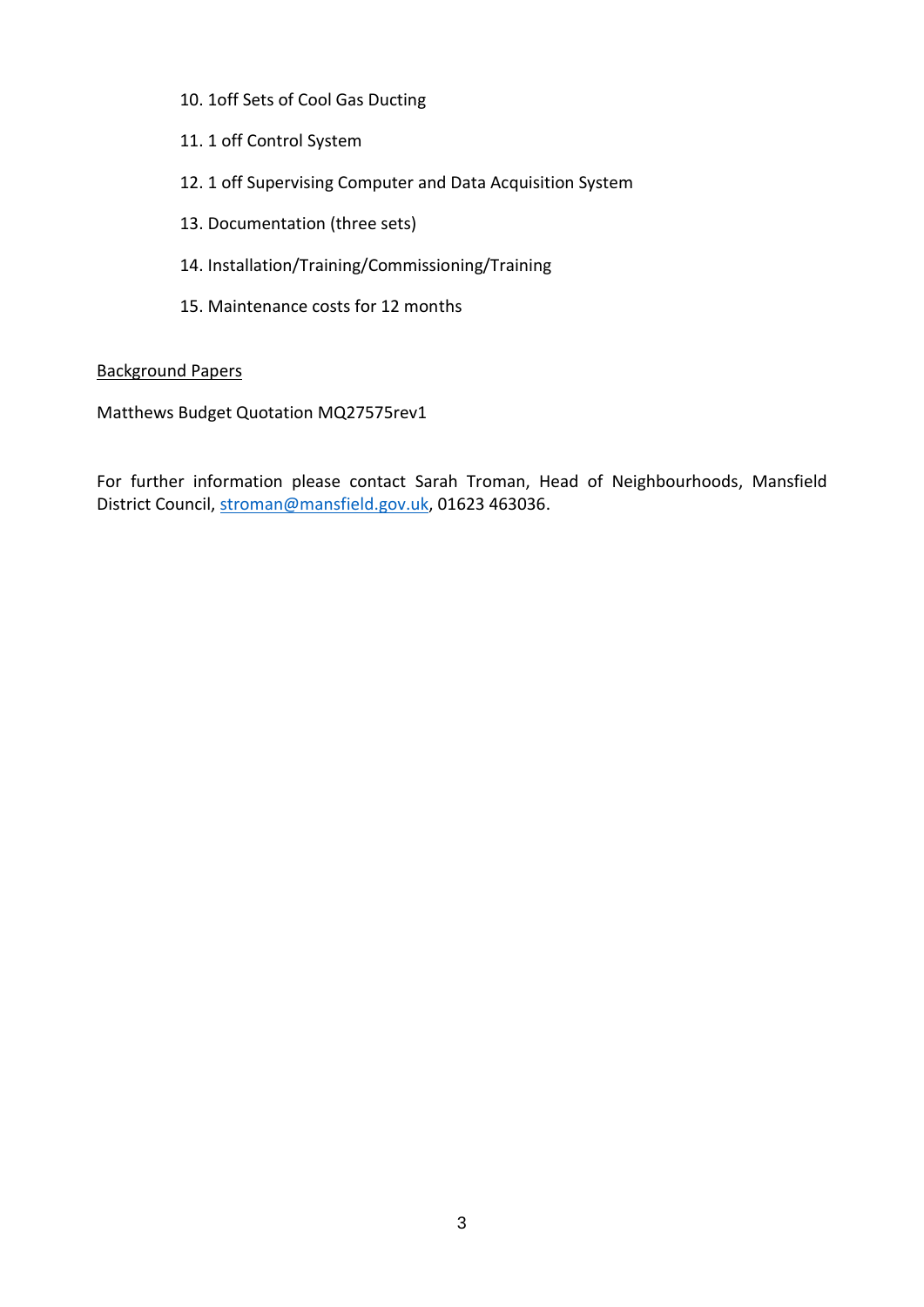10. 1off Sets of Cool Gas Ducting
11. 1 off Control System
12. 1 off Supervising Computer and Data Acquisition System
13. Documentation (three sets)
14. Installation/Training/Commissioning/Training
15. Maintenance costs for 12 months

Background Papers

Matthews Budget Quotation MQ27575rev1

For further information please contact Sarah Troman, Head of Neighbourhoods, Mansfield District Council, stroman@mansfield.gov.uk, 01623 463036.